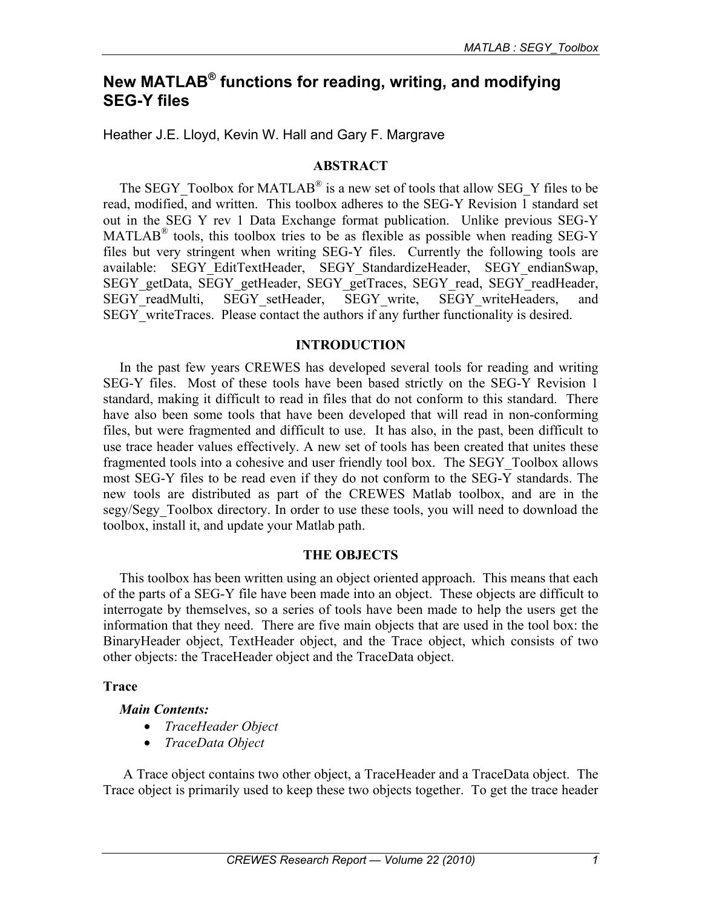# New MATLAB® functions for reading, writing, and modifying SEG-Y files

Heather J.E. Lloyd, Kevin W. Hall and Gary F. Margrave

## ABSTRACT

The SEGY_Toolbox for MATLAB® is a new set of tools that allow SEG_Y files to be read, modified, and written. This toolbox adheres to the SEG-Y Revision 1 standard set out in the SEG Y rev 1 Data Exchange format publication. Unlike previous SEG-Y MATLAB® tools, this toolbox tries to be as flexible as possible when reading SEG-Y files but very stringent when writing SEG-Y files. Currently the following tools are available: SEGY_EditTextHeader, SEGY_StandardizeHeader, SEGY_endianSwap, SEGY_getData, SEGY_getHeader, SEGY_getTraces, SEGY_read, SEGY_readHeader, SEGY_readMulti, SEGY_setHeader, SEGY_write, SEGY_writeHeaders, and SEGY_writeTraces. Please contact the authors if any further functionality is desired.

## INTRODUCTION

In the past few years CREWES has developed several tools for reading and writing SEG-Y files. Most of these tools have been based strictly on the SEG-Y Revision 1 standard, making it difficult to read in files that do not conform to this standard. There have also been some tools that have been developed that will read in non-conforming files, but were fragmented and difficult to use. It has also, in the past, been difficult to use trace header values effectively. A new set of tools has been created that unites these fragmented tools into a cohesive and user friendly tool box. The SEGY_Toolbox allows most SEG-Y files to be read even if they do not conform to the SEG-Y standards. The new tools are distributed as part of the CREWES Matlab toolbox, and are in the segy/Segy_Toolbox directory. In order to use these tools, you will need to download the toolbox, install it, and update your Matlab path.

## THE OBJECTS

This toolbox has been written using an object oriented approach. This means that each of the parts of a SEG-Y file have been made into an object. These objects are difficult to interrogate by themselves, so a series of tools have been made to help the users get the information that they need. There are five main objects that are used in the tool box: the BinaryHeader object, TextHeader object, and the Trace object, which consists of two other objects: the TraceHeader object and the TraceData object.

### Trace

***Main Contents:***

- *TraceHeader Object*
- *TraceData Object*

A Trace object contains two other object, a TraceHeader and a TraceData object. The Trace object is primarily used to keep these two objects together. To get the trace header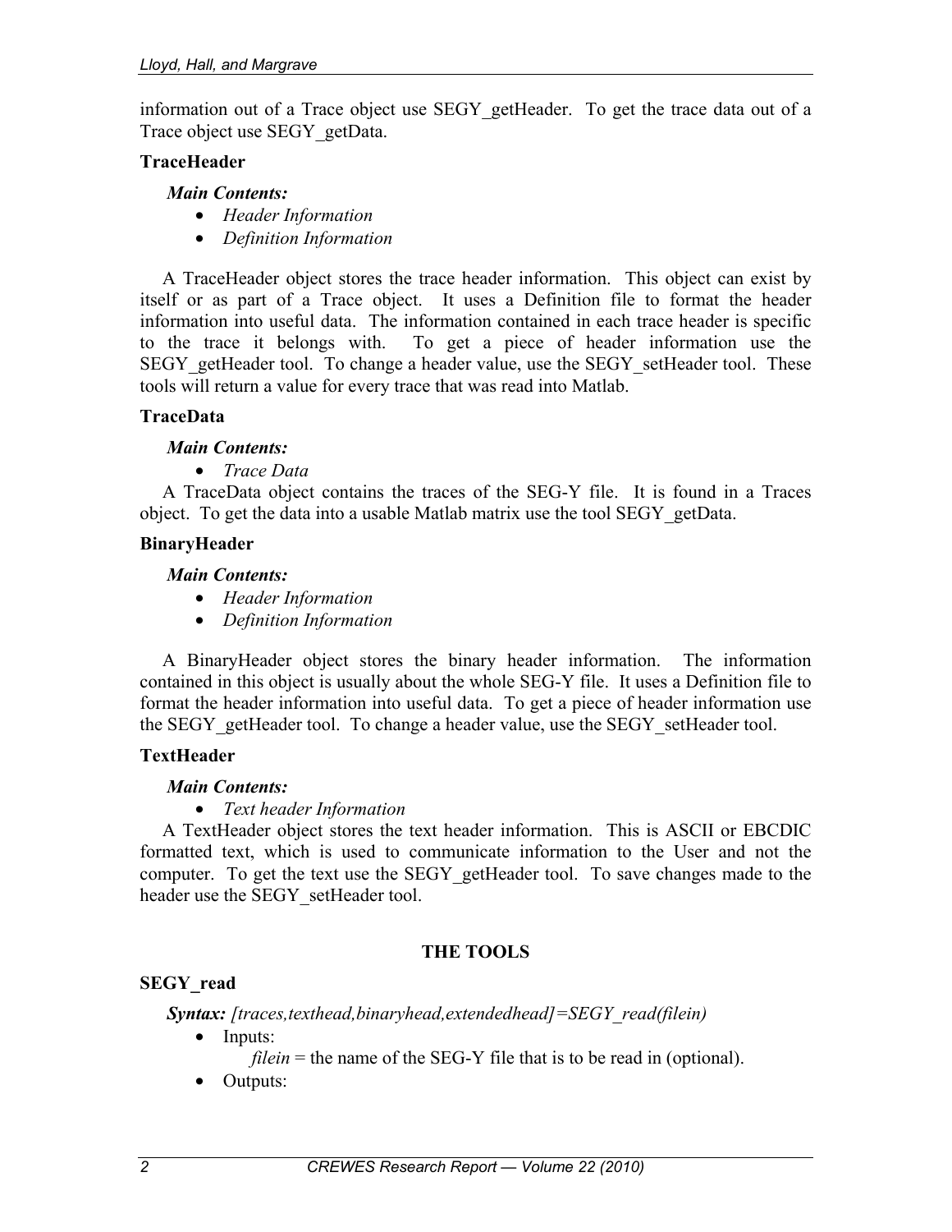information out of a Trace object use SEGY_getHeader. To get the trace data out of a Trace object use SEGY_getData.

### TraceHeader

***Main Contents:***

- *Header Information*
- *Definition Information*

A TraceHeader object stores the trace header information. This object can exist by itself or as part of a Trace object. It uses a Definition file to format the header information into useful data. The information contained in each trace header is specific to the trace it belongs with. To get a piece of header information use the SEGY_getHeader tool. To change a header value, use the SEGY_setHeader tool. These tools will return a value for every trace that was read into Matlab.

### TraceData

***Main Contents:***

- *Trace Data*

A TraceData object contains the traces of the SEG-Y file. It is found in a Traces object. To get the data into a usable Matlab matrix use the tool SEGY_getData.

### BinaryHeader

***Main Contents:***

- *Header Information*
- *Definition Information*

A BinaryHeader object stores the binary header information. The information contained in this object is usually about the whole SEG-Y file. It uses a Definition file to format the header information into useful data. To get a piece of header information use the SEGY_getHeader tool. To change a header value, use the SEGY_setHeader tool.

### TextHeader

***Main Contents:***

- *Text header Information*

A TextHeader object stores the text header information. This is ASCII or EBCDIC formatted text, which is used to communicate information to the User and not the computer. To get the text use the SEGY_getHeader tool. To save changes made to the header use the SEGY_setHeader tool.

## THE TOOLS

### SEGY_read

***Syntax:*** *[traces,texthead,binaryhead,extendedhead]=SEGY_read(filein)*

- Inputs:
  - *filein* = the name of the SEG-Y file that is to be read in (optional).
- Outputs: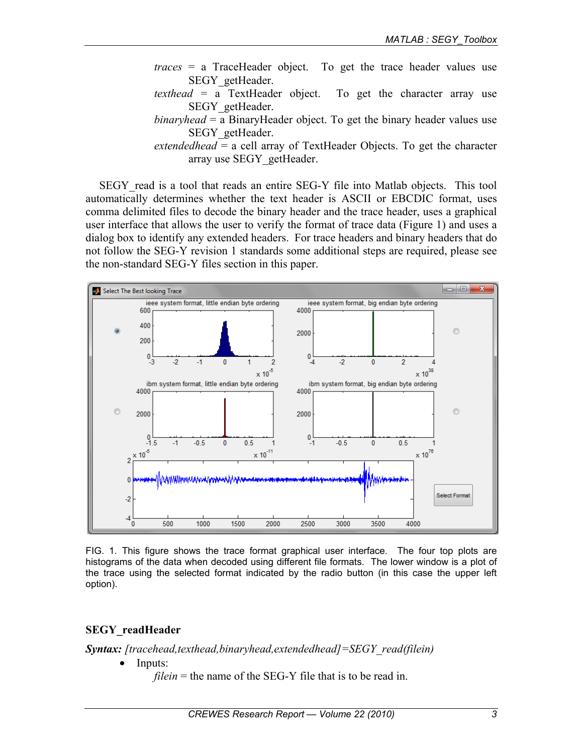*traces* = a TraceHeader object. To get the trace header values use SEGY_getHeader.
*texthead* = a TextHeader object. To get the character array use SEGY_getHeader.
*binaryhead* = a BinaryHeader object. To get the binary header values use SEGY_getHeader.
*extendedhead* = a cell array of TextHeader Objects. To get the character array use SEGY_getHeader.

SEGY_read is a tool that reads an entire SEG-Y file into Matlab objects. This tool automatically determines whether the text header is ASCII or EBCDIC format, uses comma delimited files to decode the binary header and the trace header, uses a graphical user interface that allows the user to verify the format of trace data (Figure 1) and uses a dialog box to identify any extended headers. For trace headers and binary headers that do not follow the SEG-Y revision 1 standards some additional steps are required, please see the non-standard SEG-Y files section in this paper.

FIG. 1. This figure shows the trace format graphical user interface. The four top plots are histograms of the data when decoded using different file formats. The lower window is a plot of the trace using the selected format indicated by the radio button (in this case the upper left option).

## SEGY_readHeader

***Syntax:*** *[tracehead,texthead,binaryhead,extendedhead]=SEGY_read(filein)*

- Inputs:
  *filein* = the name of the SEG-Y file that is to be read in.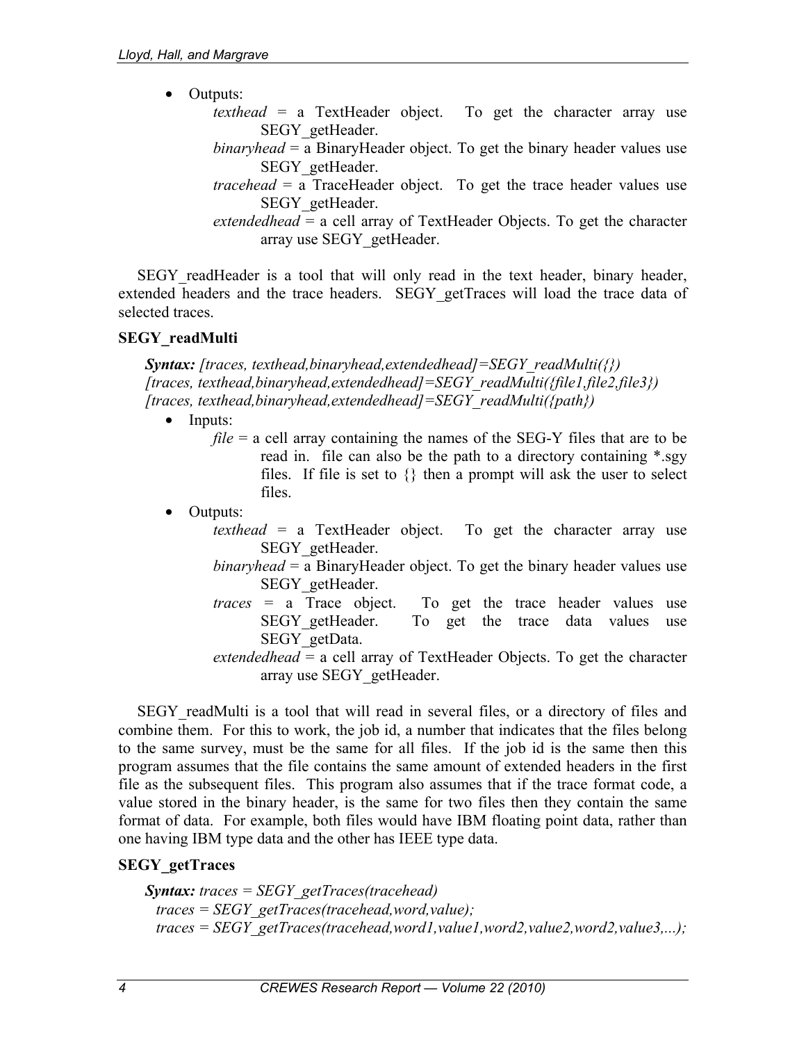- Outputs:

  *texthead* = a TextHeader object. To get the character array use SEGY_getHeader.

  *binaryhead* = a BinaryHeader object. To get the binary header values use SEGY_getHeader.

  *tracehead* = a TraceHeader object. To get the trace header values use SEGY_getHeader.

  *extendedhead* = a cell array of TextHeader Objects. To get the character array use SEGY_getHeader.

SEGY_readHeader is a tool that will only read in the text header, binary header, extended headers and the trace headers. SEGY_getTraces will load the trace data of selected traces.

**SEGY_readMulti**

***Syntax:*** *[traces, texthead,binaryhead,extendedhead]=SEGY_readMulti({})*
*[traces, texthead,binaryhead,extendedhead]=SEGY_readMulti({file1,file2,file3})*
*[traces, texthead,binaryhead,extendedhead]=SEGY_readMulti({path})*

- Inputs:

  *file* = a cell array containing the names of the SEG-Y files that are to be read in. file can also be the path to a directory containing *.sgy files. If file is set to {} then a prompt will ask the user to select files.

- Outputs:

  *texthead* = a TextHeader object. To get the character array use SEGY_getHeader.

  *binaryhead* = a BinaryHeader object. To get the binary header values use SEGY_getHeader.

  *traces* = a Trace object. To get the trace header values use SEGY_getHeader. To get the trace data values use SEGY_getData.

  *extendedhead* = a cell array of TextHeader Objects. To get the character array use SEGY_getHeader.

SEGY_readMulti is a tool that will read in several files, or a directory of files and combine them. For this to work, the job id, a number that indicates that the files belong to the same survey, must be the same for all files. If the job id is the same then this program assumes that the file contains the same amount of extended headers in the first file as the subsequent files. This program also assumes that if the trace format code, a value stored in the binary header, is the same for two files then they contain the same format of data. For example, both files would have IBM floating point data, rather than one having IBM type data and the other has IEEE type data.

**SEGY_getTraces**

***Syntax:*** *traces = SEGY_getTraces(tracehead)*
*traces = SEGY_getTraces(tracehead,word,value);*
*traces = SEGY_getTraces(tracehead,word1,value1,word2,value2,word2,value3,...);*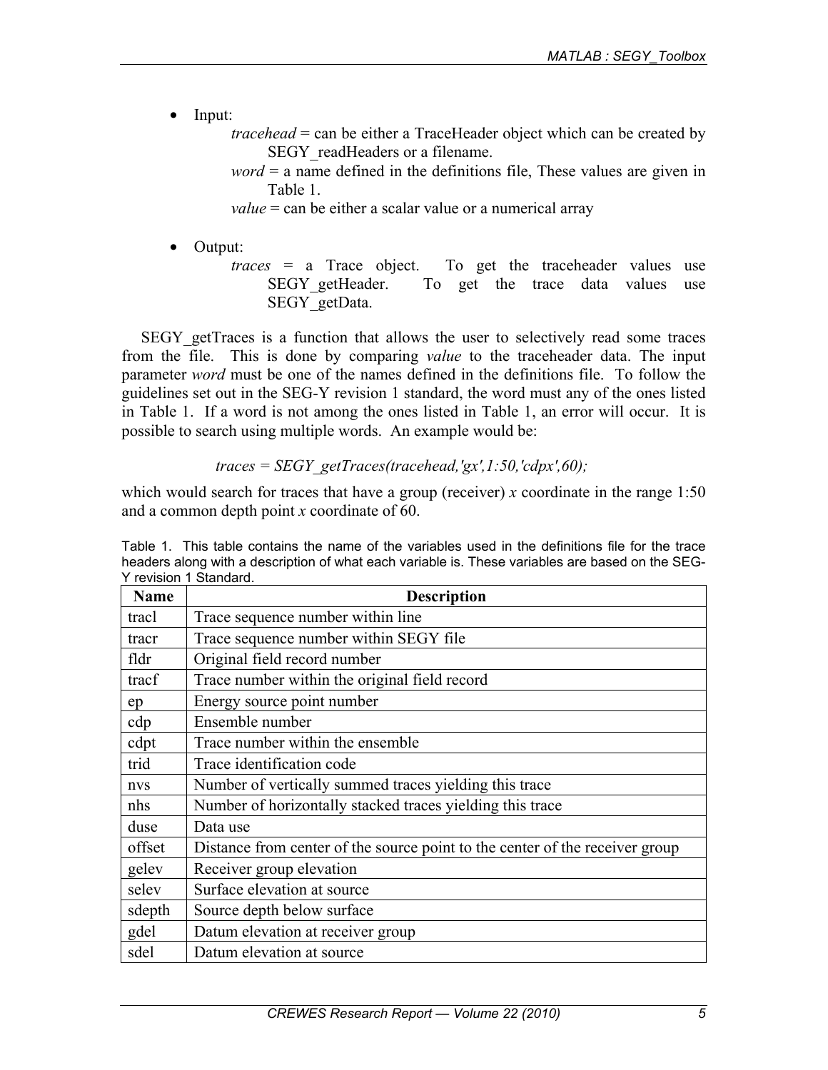- Input:
  - *tracehead* = can be either a TraceHeader object which can be created by SEGY_readHeaders or a filename.
  - *word* = a name defined in the definitions file, These values are given in Table 1.
  - *value* = can be either a scalar value or a numerical array

- Output:
  - *traces* = a Trace object. To get the traceheader values use SEGY_getHeader. To get the trace data values use SEGY_getData.

SEGY_getTraces is a function that allows the user to selectively read some traces from the file. This is done by comparing *value* to the traceheader data. The input parameter *word* must be one of the names defined in the definitions file. To follow the guidelines set out in the SEG-Y revision 1 standard, the word must any of the ones listed in Table 1. If a word is not among the ones listed in Table 1, an error will occur. It is possible to search using multiple words. An example would be:

*traces = SEGY_getTraces(tracehead,'gx',1:50,'cdpx',60);*

which would search for traces that have a group (receiver) *x* coordinate in the range 1:50 and a common depth point *x* coordinate of 60.

Table 1. This table contains the name of the variables used in the definitions file for the trace headers along with a description of what each variable is. These variables are based on the SEG-Y revision 1 Standard.

| Name | Description |
| --- | --- |
| tracl | Trace sequence number within line |
| tracr | Trace sequence number within SEGY file |
| fldr | Original field record number |
| tracf | Trace number within the original field record |
| ep | Energy source point number |
| cdp | Ensemble number |
| cdpt | Trace number within the ensemble |
| trid | Trace identification code |
| nvs | Number of vertically summed traces yielding this trace |
| nhs | Number of horizontally stacked traces yielding this trace |
| duse | Data use |
| offset | Distance from center of the source point to the center of the receiver group |
| gelev | Receiver group elevation |
| selev | Surface elevation at source |
| sdepth | Source depth below surface |
| gdel | Datum elevation at receiver group |
| sdel | Datum elevation at source |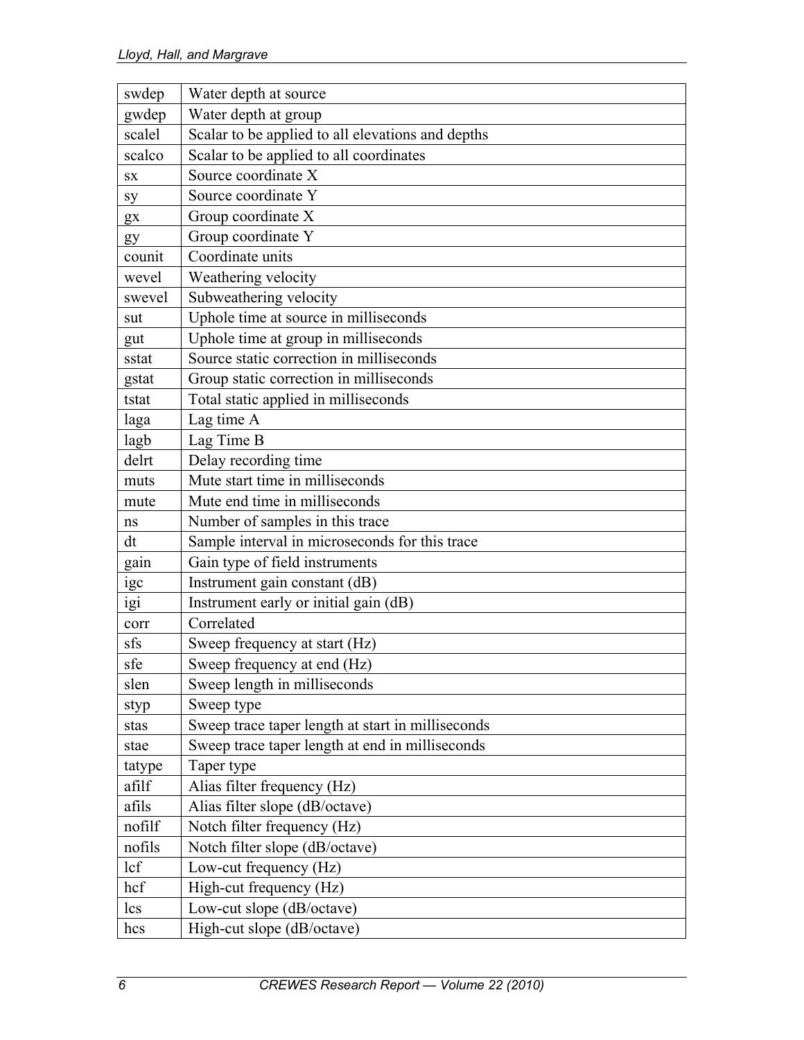| swdep | Water depth at source |
|---|---|
| gwdep | Water depth at group |
| scalel | Scalar to be applied to all elevations and depths |
| scalco | Scalar to be applied to all coordinates |
| sx | Source coordinate X |
| sy | Source coordinate Y |
| gx | Group coordinate X |
| gy | Group coordinate Y |
| counit | Coordinate units |
| wevel | Weathering velocity |
| swevel | Subweathering velocity |
| sut | Uphole time at source in milliseconds |
| gut | Uphole time at group in milliseconds |
| sstat | Source static correction in milliseconds |
| gstat | Group static correction in milliseconds |
| tstat | Total static applied in milliseconds |
| laga | Lag time A |
| lagb | Lag Time B |
| delrt | Delay recording time |
| muts | Mute start time in milliseconds |
| mute | Mute end time in milliseconds |
| ns | Number of samples in this trace |
| dt | Sample interval in microseconds for this trace |
| gain | Gain type of field instruments |
| igc | Instrument gain constant (dB) |
| igi | Instrument early or initial gain (dB) |
| corr | Correlated |
| sfs | Sweep frequency at start (Hz) |
| sfe | Sweep frequency at end (Hz) |
| slen | Sweep length in milliseconds |
| styp | Sweep type |
| stas | Sweep trace taper length at start in milliseconds |
| stae | Sweep trace taper length at end in milliseconds |
| tatype | Taper type |
| afilf | Alias filter frequency (Hz) |
| afils | Alias filter slope (dB/octave) |
| nofilf | Notch filter frequency (Hz) |
| nofils | Notch filter slope (dB/octave) |
| lcf | Low-cut frequency (Hz) |
| hcf | High-cut frequency (Hz) |
| lcs | Low-cut slope (dB/octave) |
| hcs | High-cut slope (dB/octave) |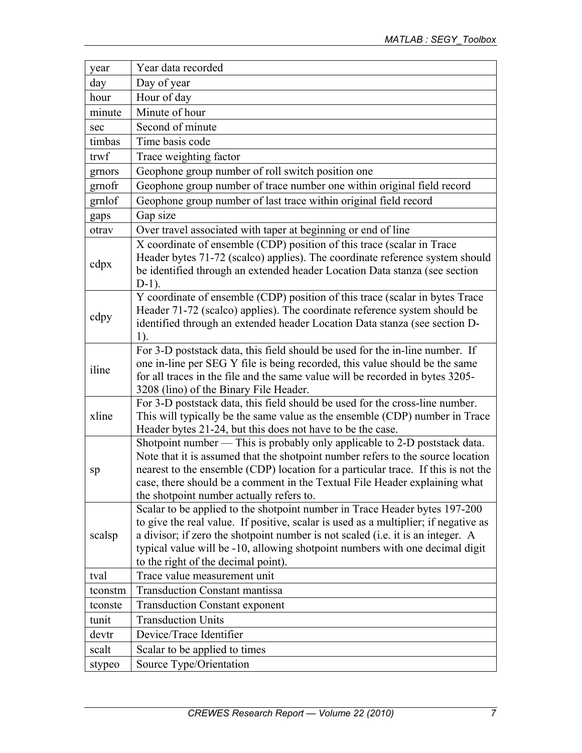| | |
|---|---|
| year | Year data recorded |
| day | Day of year |
| hour | Hour of day |
| minute | Minute of hour |
| sec | Second of minute |
| timbas | Time basis code |
| trwf | Trace weighting factor |
| grnors | Geophone group number of roll switch position one |
| grnofr | Geophone group number of trace number one within original field record |
| grnlof | Geophone group number of last trace within original field record |
| gaps | Gap size |
| otrav | Over travel associated with taper at beginning or end of line |
| cdpx | X coordinate of ensemble (CDP) position of this trace (scalar in Trace Header bytes 71-72 (scalco) applies). The coordinate reference system should be identified through an extended header Location Data stanza (see section D-1). |
| cdpy | Y coordinate of ensemble (CDP) position of this trace (scalar in bytes Trace Header 71-72 (scalco) applies). The coordinate reference system should be identified through an extended header Location Data stanza (see section D-1). |
| iline | For 3-D poststack data, this field should be used for the in-line number. If one in-line per SEG Y file is being recorded, this value should be the same for all traces in the file and the same value will be recorded in bytes 3205-3208 (lino) of the Binary File Header. |
| xline | For 3-D poststack data, this field should be used for the cross-line number. This will typically be the same value as the ensemble (CDP) number in Trace Header bytes 21-24, but this does not have to be the case. |
| sp | Shotpoint number — This is probably only applicable to 2-D poststack data. Note that it is assumed that the shotpoint number refers to the source location nearest to the ensemble (CDP) location for a particular trace. If this is not the case, there should be a comment in the Textual File Header explaining what the shotpoint number actually refers to. |
| scalsp | Scalar to be applied to the shotpoint number in Trace Header bytes 197-200 to give the real value. If positive, scalar is used as a multiplier; if negative as a divisor; if zero the shotpoint number is not scaled (i.e. it is an integer. A typical value will be -10, allowing shotpoint numbers with one decimal digit to the right of the decimal point). |
| tval | Trace value measurement unit |
| tconstm | Transduction Constant mantissa |
| tconste | Transduction Constant exponent |
| tunit | Transduction Units |
| devtr | Device/Trace Identifier |
| scalt | Scalar to be applied to times |
| stypeo | Source Type/Orientation |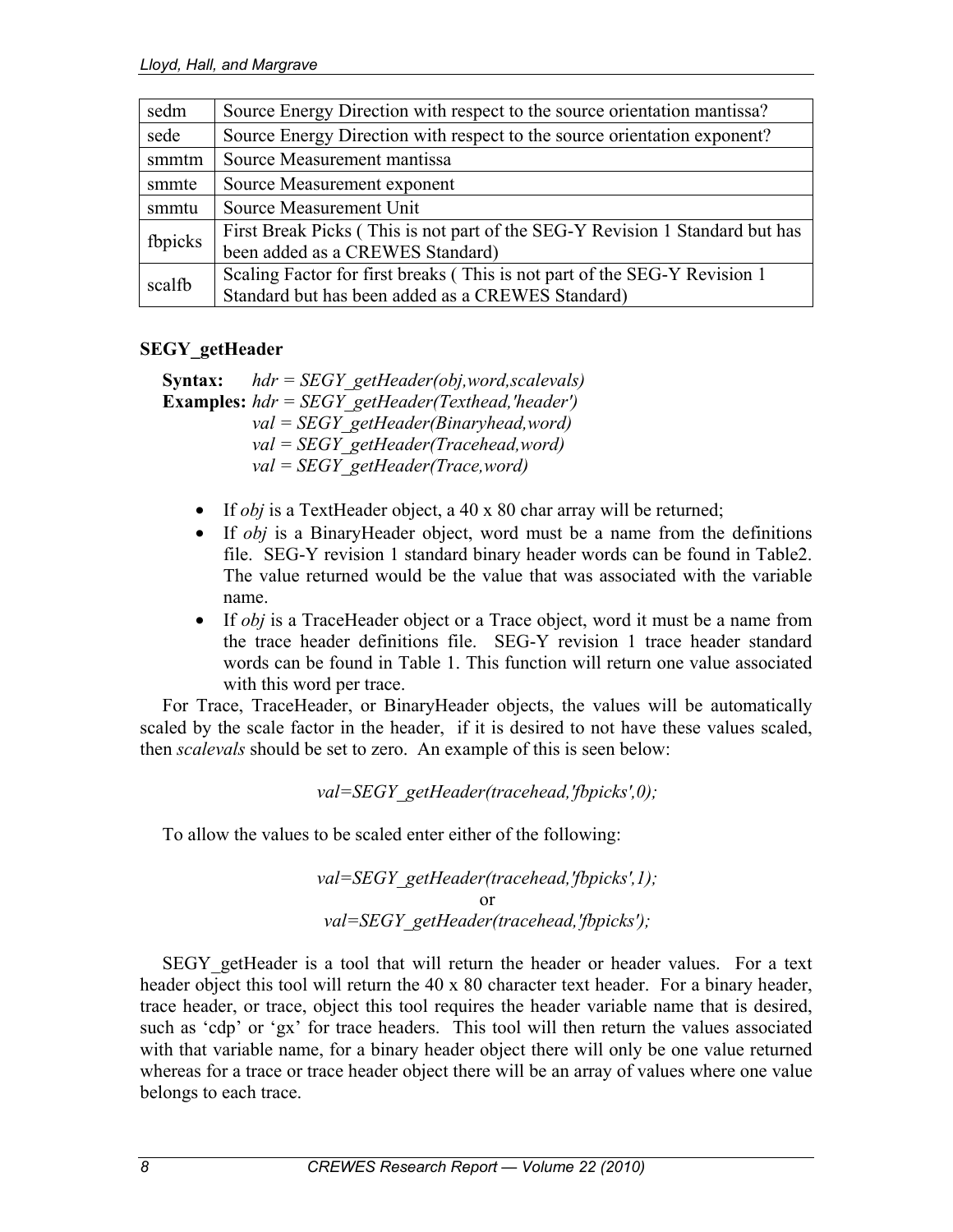| | |
|---|---|
| sedm | Source Energy Direction with respect to the source orientation mantissa? |
| sede | Source Energy Direction with respect to the source orientation exponent? |
| smmtm | Source Measurement mantissa |
| smmte | Source Measurement exponent |
| smmtu | Source Measurement Unit |
| fbpicks | First Break Picks ( This is not part of the SEG-Y Revision 1 Standard but has been added as a CREWES Standard) |
| scalfb | Scaling Factor for first breaks ( This is not part of the SEG-Y Revision 1 Standard but has been added as a CREWES Standard) |

### SEGY_getHeader

**Syntax:** *hdr = SEGY_getHeader(obj,word,scalevals)*
**Examples:** *hdr = SEGY_getHeader(Texthead,'header')*
*val = SEGY_getHeader(Binaryhead,word)*
*val = SEGY_getHeader(Tracehead,word)*
*val = SEGY_getHeader(Trace,word)*

- If *obj* is a TextHeader object, a 40 x 80 char array will be returned;
- If *obj* is a BinaryHeader object, word must be a name from the definitions file. SEG-Y revision 1 standard binary header words can be found in Table2. The value returned would be the value that was associated with the variable name.
- If *obj* is a TraceHeader object or a Trace object, word it must be a name from the trace header definitions file. SEG-Y revision 1 trace header standard words can be found in Table 1. This function will return one value associated with this word per trace.

For Trace, TraceHeader, or BinaryHeader objects, the values will be automatically scaled by the scale factor in the header, if it is desired to not have these values scaled, then *scalevals* should be set to zero. An example of this is seen below:

*val=SEGY_getHeader(tracehead,'fbpicks',0);*

To allow the values to be scaled enter either of the following:

*val=SEGY_getHeader(tracehead,'fbpicks',1);*
or
*val=SEGY_getHeader(tracehead,'fbpicks');*

SEGY_getHeader is a tool that will return the header or header values. For a text header object this tool will return the 40 x 80 character text header. For a binary header, trace header, or trace, object this tool requires the header variable name that is desired, such as 'cdp' or 'gx' for trace headers. This tool will then return the values associated with that variable name, for a binary header object there will only be one value returned whereas for a trace or trace header object there will be an array of values where one value belongs to each trace.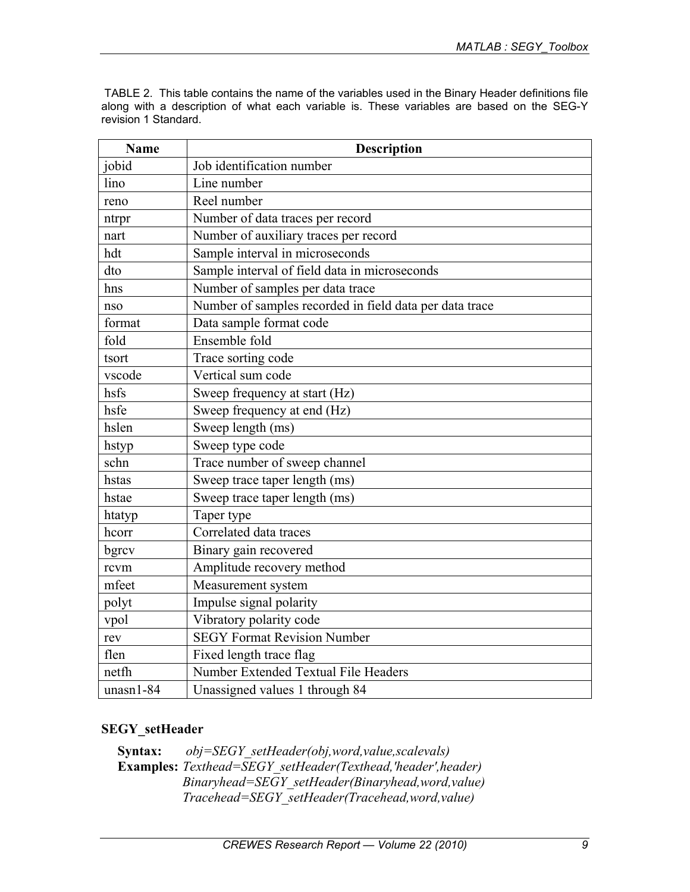TABLE 2. This table contains the name of the variables used in the Binary Header definitions file along with a description of what each variable is. These variables are based on the SEG-Y revision 1 Standard.

| Name | Description |
|---|---|
| jobid | Job identification number |
| lino | Line number |
| reno | Reel number |
| ntrpr | Number of data traces per record |
| nart | Number of auxiliary traces per record |
| hdt | Sample interval in microseconds |
| dto | Sample interval of field data in microseconds |
| hns | Number of samples per data trace |
| nso | Number of samples recorded in field data per data trace |
| format | Data sample format code |
| fold | Ensemble fold |
| tsort | Trace sorting code |
| vscode | Vertical sum code |
| hsfs | Sweep frequency at start (Hz) |
| hsfe | Sweep frequency at end (Hz) |
| hslen | Sweep length (ms) |
| hstyp | Sweep type code |
| schn | Trace number of sweep channel |
| hstas | Sweep trace taper length (ms) |
| hstae | Sweep trace taper length (ms) |
| htatyp | Taper type |
| hcorr | Correlated data traces |
| bgrcv | Binary gain recovered |
| rcvm | Amplitude recovery method |
| mfeet | Measurement system |
| polyt | Impulse signal polarity |
| vpol | Vibratory polarity code |
| rev | SEGY Format Revision Number |
| flen | Fixed length trace flag |
| netfh | Number Extended Textual File Headers |
| unasn1-84 | Unassigned values 1 through 84 |

### SEGY_setHeader

**Syntax:** *obj=SEGY_setHeader(obj,word,value,scalevals)*

**Examples:** *Texthead=SEGY_setHeader(Texthead,'header',header)*
*Binaryhead=SEGY_setHeader(Binaryhead,word,value)*
*Tracehead=SEGY_setHeader(Tracehead,word,value)*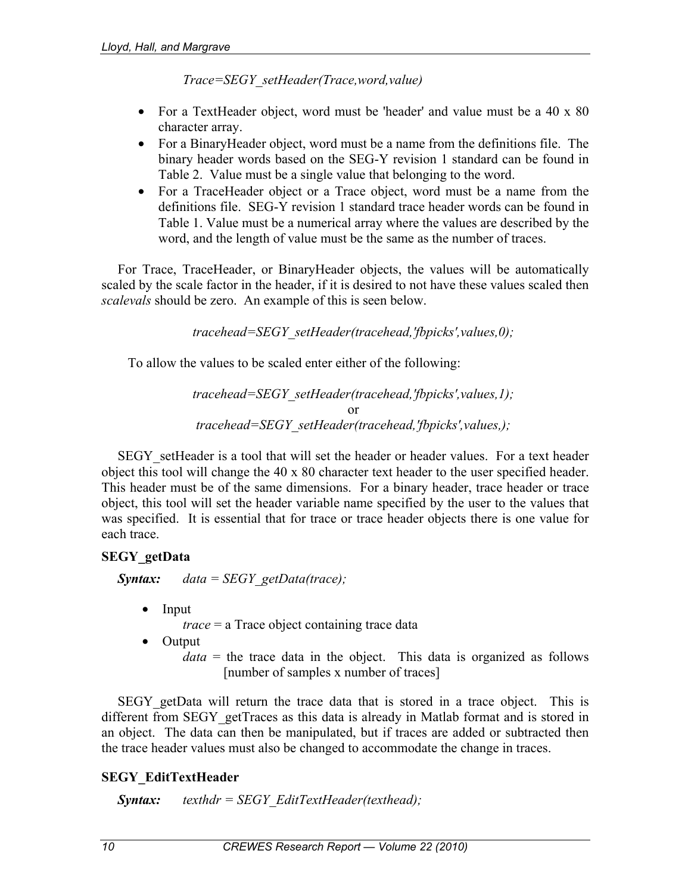*Trace=SEGY_setHeader(Trace,word,value)*

- For a TextHeader object, word must be 'header' and value must be a 40 x 80 character array.
- For a BinaryHeader object, word must be a name from the definitions file. The binary header words based on the SEG-Y revision 1 standard can be found in Table 2. Value must be a single value that belonging to the word.
- For a TraceHeader object or a Trace object, word must be a name from the definitions file. SEG-Y revision 1 standard trace header words can be found in Table 1. Value must be a numerical array where the values are described by the word, and the length of value must be the same as the number of traces.

For Trace, TraceHeader, or BinaryHeader objects, the values will be automatically scaled by the scale factor in the header, if it is desired to not have these values scaled then *scalevals* should be zero. An example of this is seen below.

*tracehead=SEGY_setHeader(tracehead,'fbpicks',values,0);*

To allow the values to be scaled enter either of the following:

*tracehead=SEGY_setHeader(tracehead,'fbpicks',values,1);*
or
*tracehead=SEGY_setHeader(tracehead,'fbpicks',values,);*

SEGY_setHeader is a tool that will set the header or header values. For a text header object this tool will change the 40 x 80 character text header to the user specified header. This header must be of the same dimensions. For a binary header, trace header or trace object, this tool will set the header variable name specified by the user to the values that was specified. It is essential that for trace or trace header objects there is one value for each trace.

### SEGY_getData

***Syntax:*** *data = SEGY_getData(trace);*

- Input
  *trace* = a Trace object containing trace data
- Output
  *data* = the trace data in the object. This data is organized as follows [number of samples x number of traces]

SEGY_getData will return the trace data that is stored in a trace object. This is different from SEGY_getTraces as this data is already in Matlab format and is stored in an object. The data can then be manipulated, but if traces are added or subtracted then the trace header values must also be changed to accommodate the change in traces.

### SEGY_EditTextHeader

***Syntax:*** *texthdr = SEGY_EditTextHeader(texthead);*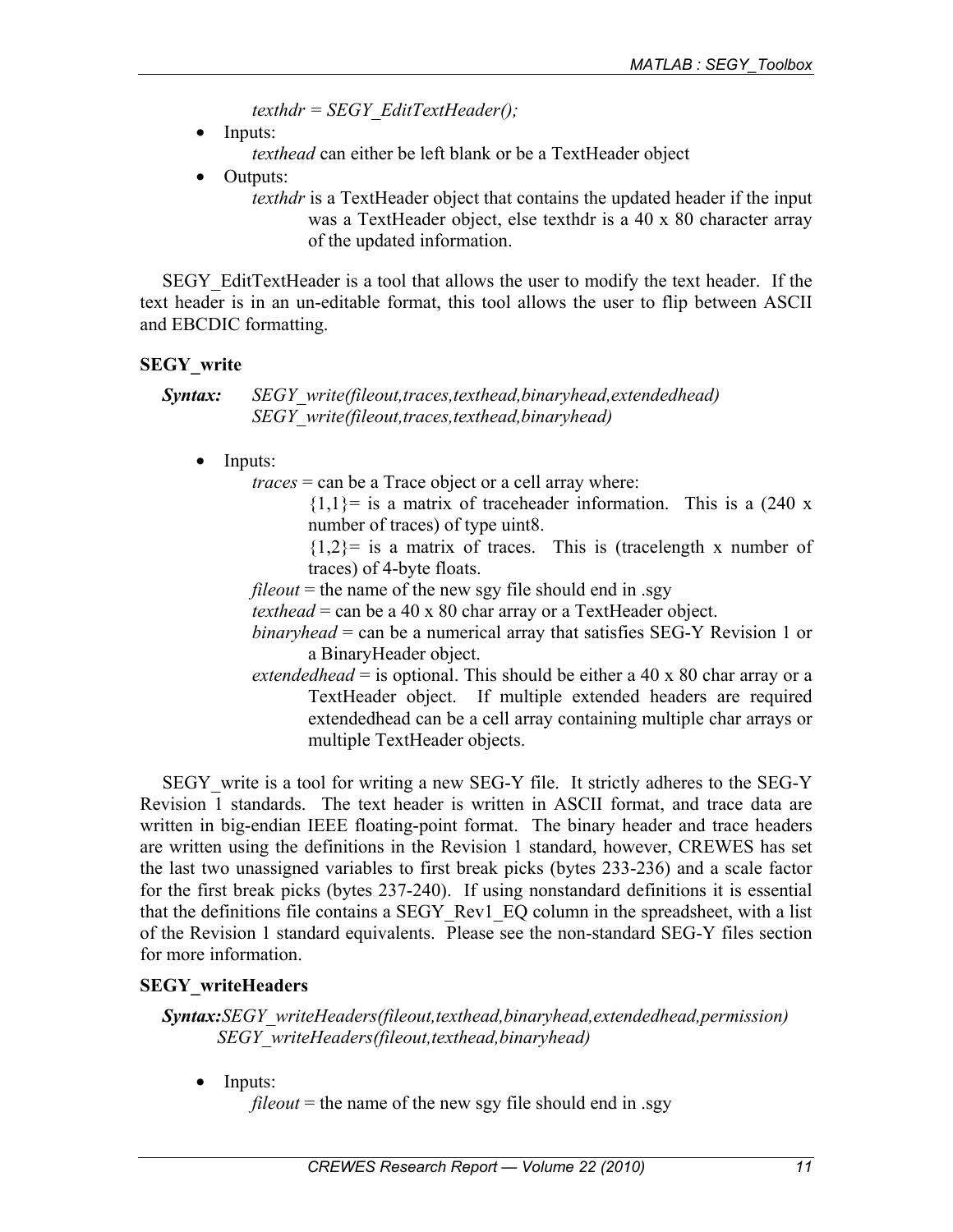*texthdr = SEGY_EditTextHeader();*

- Inputs:
  *texthead* can either be left blank or be a TextHeader object
- Outputs:
  *texthdr* is a TextHeader object that contains the updated header if the input was a TextHeader object, else texthdr is a 40 x 80 character array of the updated information.

SEGY_EditTextHeader is a tool that allows the user to modify the text header. If the text header is in an un-editable format, this tool allows the user to flip between ASCII and EBCDIC formatting.

### SEGY_write

***Syntax:*** *SEGY_write(fileout,traces,texthead,binaryhead,extendedhead)*
*SEGY_write(fileout,traces,texthead,binaryhead)*

- Inputs:
  *traces* = can be a Trace object or a cell array where:
  {1,1}= is a matrix of traceheader information. This is a (240 x number of traces) of type uint8.
  {1,2}= is a matrix of traces. This is (tracelength x number of traces) of 4-byte floats.
  *fileout* = the name of the new sgy file should end in .sgy
  *texthead* = can be a 40 x 80 char array or a TextHeader object.
  *binaryhead* = can be a numerical array that satisfies SEG-Y Revision 1 or a BinaryHeader object.
  *extendedhead* = is optional. This should be either a 40 x 80 char array or a TextHeader object. If multiple extended headers are required extendedhead can be a cell array containing multiple char arrays or multiple TextHeader objects.

SEGY_write is a tool for writing a new SEG-Y file. It strictly adheres to the SEG-Y Revision 1 standards. The text header is written in ASCII format, and trace data are written in big-endian IEEE floating-point format. The binary header and trace headers are written using the definitions in the Revision 1 standard, however, CREWES has set the last two unassigned variables to first break picks (bytes 233-236) and a scale factor for the first break picks (bytes 237-240). If using nonstandard definitions it is essential that the definitions file contains a SEGY_Rev1_EQ column in the spreadsheet, with a list of the Revision 1 standard equivalents. Please see the non-standard SEG-Y files section for more information.

### SEGY_writeHeaders

***Syntax:*** *SEGY_writeHeaders(fileout,texthead,binaryhead,extendedhead,permission)*
*SEGY_writeHeaders(fileout,texthead,binaryhead)*

- Inputs:
  *fileout* = the name of the new sgy file should end in .sgy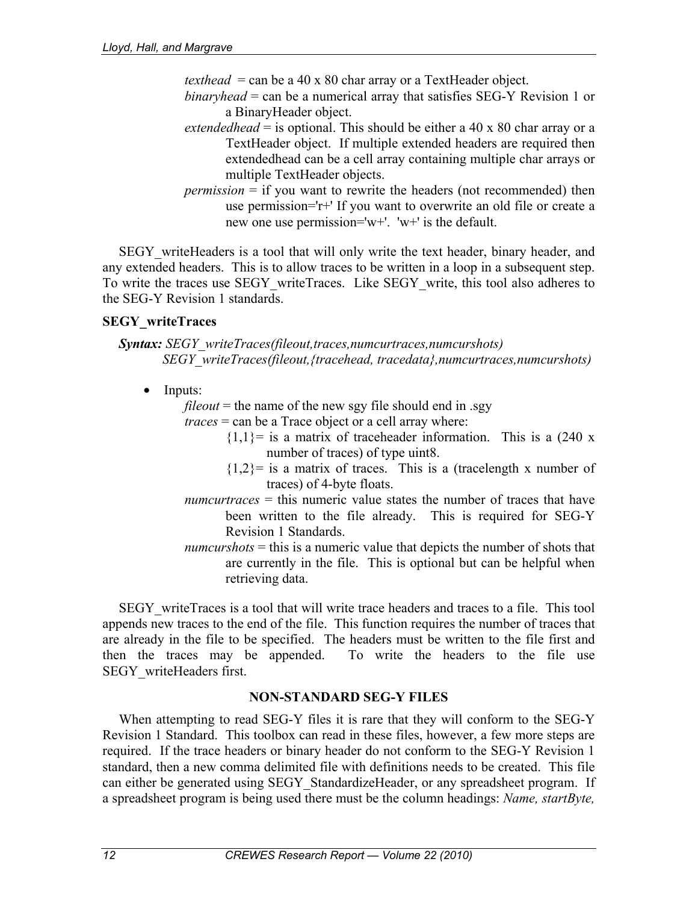*texthead* = can be a 40 x 80 char array or a TextHeader object.

*binaryhead* = can be a numerical array that satisfies SEG-Y Revision 1 or a BinaryHeader object.

*extendedhead* = is optional. This should be either a 40 x 80 char array or a TextHeader object. If multiple extended headers are required then extendedhead can be a cell array containing multiple char arrays or multiple TextHeader objects.

*permission* = if you want to rewrite the headers (not recommended) then use permission='r+' If you want to overwrite an old file or create a new one use permission='w+'. 'w+' is the default.

SEGY_writeHeaders is a tool that will only write the text header, binary header, and any extended headers. This is to allow traces to be written in a loop in a subsequent step. To write the traces use SEGY_writeTraces. Like SEGY_write, this tool also adheres to the SEG-Y Revision 1 standards.

**SEGY_writeTraces**

***Syntax:*** *SEGY_writeTraces(fileout,traces,numcurtraces,numcurshots)*
*SEGY_writeTraces(fileout,{tracehead, tracedata},numcurtraces,numcurshots)*

- Inputs:

  *fileout* = the name of the new sgy file should end in .sgy

  *traces* = can be a Trace object or a cell array where:

  {1,1}= is a matrix of traceheader information. This is a (240 x number of traces) of type uint8.

  {1,2}= is a matrix of traces. This is a (tracelength x number of traces) of 4-byte floats.

  *numcurtraces* = this numeric value states the number of traces that have been written to the file already. This is required for SEG-Y Revision 1 Standards.

  *numcurshots* = this is a numeric value that depicts the number of shots that are currently in the file. This is optional but can be helpful when retrieving data.

SEGY_writeTraces is a tool that will write trace headers and traces to a file. This tool appends new traces to the end of the file. This function requires the number of traces that are already in the file to be specified. The headers must be written to the file first and then the traces may be appended. To write the headers to the file use SEGY_writeHeaders first.

## NON-STANDARD SEG-Y FILES

When attempting to read SEG-Y files it is rare that they will conform to the SEG-Y Revision 1 Standard. This toolbox can read in these files, however, a few more steps are required. If the trace headers or binary header do not conform to the SEG-Y Revision 1 standard, then a new comma delimited file with definitions needs to be created. This file can either be generated using SEGY_StandardizeHeader, or any spreadsheet program. If a spreadsheet program is being used there must be the column headings: *Name, startByte,*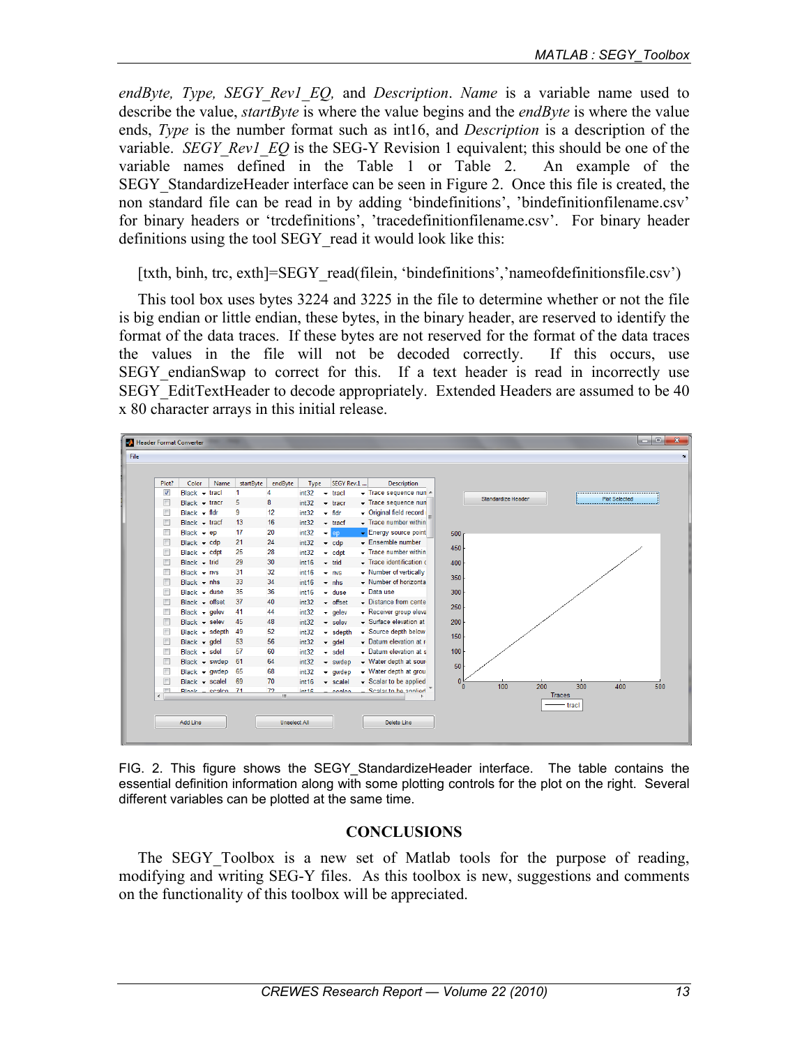*endByte, Type, SEGY_Rev1_EQ,* and *Description*. *Name* is a variable name used to describe the value, *startByte* is where the value begins and the *endByte* is where the value ends, *Type* is the number format such as int16, and *Description* is a description of the variable. *SEGY_Rev1_EQ* is the SEG-Y Revision 1 equivalent; this should be one of the variable names defined in the Table 1 or Table 2. An example of the SEGY_StandardizeHeader interface can be seen in Figure 2. Once this file is created, the non standard file can be read in by adding 'bindefinitions', 'bindefinitionfilename.csv' for binary headers or 'trcdefinitions', 'tracedefinitionfilename.csv'. For binary header definitions using the tool SEGY_read it would look like this:

[txth, binh, trc, exth]=SEGY_read(filein, 'bindefinitions','nameofdefinitionsfile.csv')

This tool box uses bytes 3224 and 3225 in the file to determine whether or not the file is big endian or little endian, these bytes, in the binary header, are reserved to identify the format of the data traces. If these bytes are not reserved for the format of the data traces the values in the file will not be decoded correctly. If this occurs, use SEGY_endianSwap to correct for this. If a text header is read in incorrectly use SEGY_EditTextHeader to decode appropriately. Extended Headers are assumed to be 40 x 80 character arrays in this initial release.

FIG. 2. This figure shows the SEGY_StandardizeHeader interface. The table contains the essential definition information along with some plotting controls for the plot on the right. Several different variables can be plotted at the same time.

## CONCLUSIONS

The SEGY_Toolbox is a new set of Matlab tools for the purpose of reading, modifying and writing SEG-Y files. As this toolbox is new, suggestions and comments on the functionality of this toolbox will be appreciated.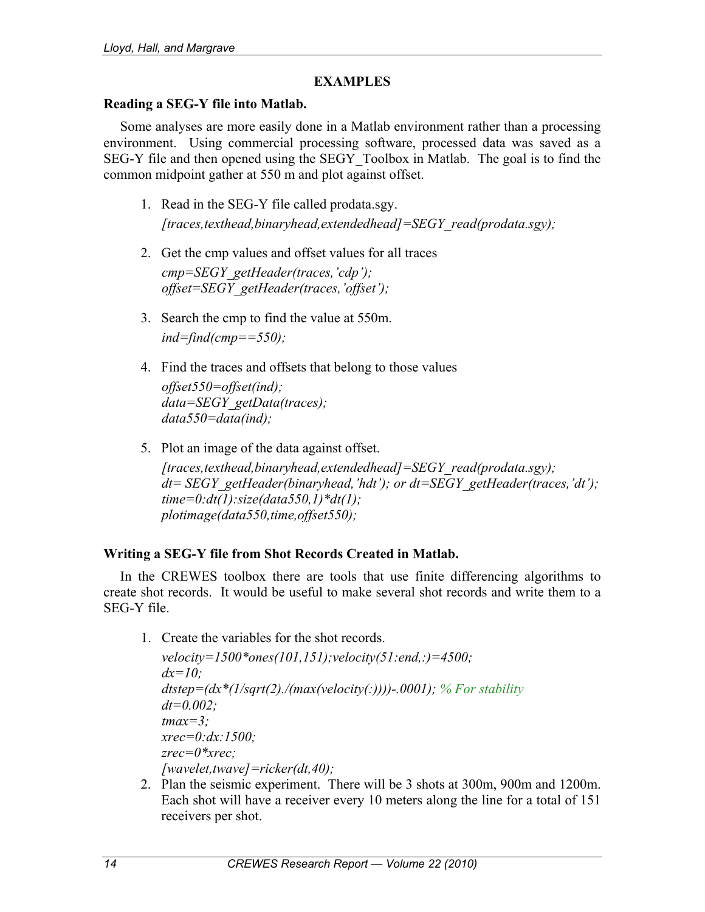## EXAMPLES

### Reading a SEG-Y file into Matlab.

Some analyses are more easily done in a Matlab environment rather than a processing environment. Using commercial processing software, processed data was saved as a SEG-Y file and then opened using the SEGY_Toolbox in Matlab. The goal is to find the common midpoint gather at 550 m and plot against offset.

1. Read in the SEG-Y file called prodata.sgy.

   *[traces,texthead,binaryhead,extendedhead]=SEGY_read(prodata.sgy);*

2. Get the cmp values and offset values for all traces

   *cmp=SEGY_getHeader(traces,'cdp');*
   *offset=SEGY_getHeader(traces,'offset');*

3. Search the cmp to find the value at 550m.

   *ind=find(cmp==550);*

4. Find the traces and offsets that belong to those values

   *offset550=offset(ind);*
   *data=SEGY_getData(traces);*
   *data550=data(ind);*

5. Plot an image of the data against offset.

   *[traces,texthead,binaryhead,extendedhead]=SEGY_read(prodata.sgy);*
   *dt= SEGY_getHeader(binaryhead,'hdt'); or dt=SEGY_getHeader(traces,'dt');*
   *time=0:dt(1):size(data550,1)\*dt(1);*
   *plotimage(data550,time,offset550);*

### Writing a SEG-Y file from Shot Records Created in Matlab.

In the CREWES toolbox there are tools that use finite differencing algorithms to create shot records. It would be useful to make several shot records and write them to a SEG-Y file.

1. Create the variables for the shot records.

   *velocity=1500\*ones(101,151);velocity(51:end,:)=4500;*
   *dx=10;*
   *dtstep=(dx\*(1/sqrt(2)./(max(velocity(:))))-.0001); % For stability*
   *dt=0.002;*
   *tmax=3;*
   *xrec=0:dx:1500;*
   *zrec=0\*xrec;*
   *[wavelet,twave]=ricker(dt,40);*

2. Plan the seismic experiment. There will be 3 shots at 300m, 900m and 1200m. Each shot will have a receiver every 10 meters along the line for a total of 151 receivers per shot.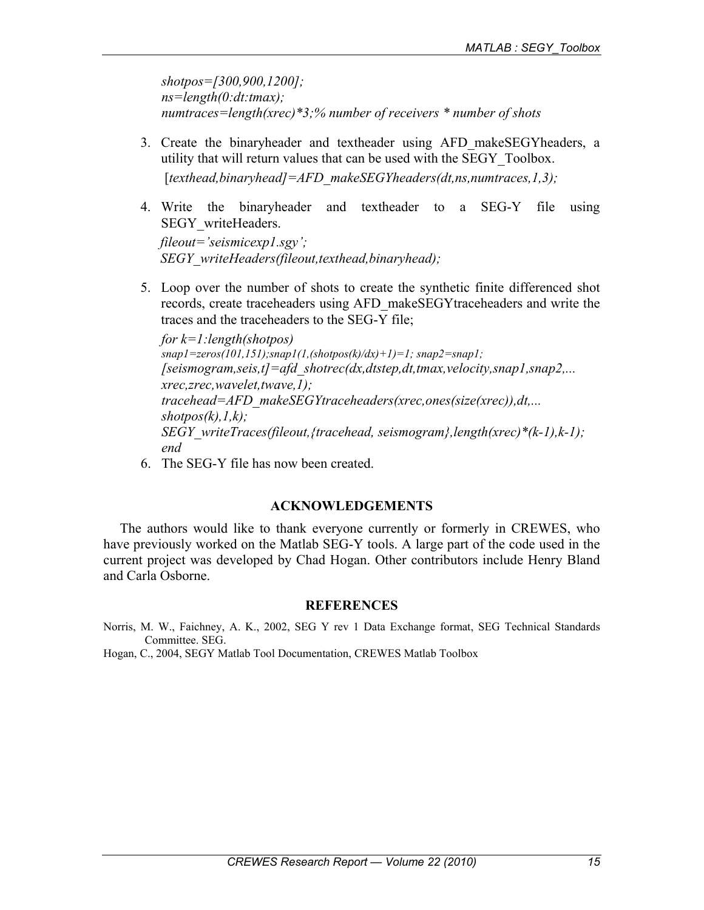*shotpos=[300,900,1200];*
*ns=length(0:dt:tmax);*
*numtraces=length(xrec)*3;% number of receivers * number of shots*

3. Create the binaryheader and textheader using AFD_makeSEGYheaders, a utility that will return values that can be used with the SEGY_Toolbox.

   ```
   [texthead,binaryhead]=AFD_makeSEGYheaders(dt,ns,numtraces,1,3);
   ```

4. Write the binaryheader and textheader to a SEG-Y file using SEGY_writeHeaders.

   ```
   fileout='seismicexp1.sgy';
   SEGY_writeHeaders(fileout,texthead,binaryhead);
   ```

5. Loop over the number of shots to create the synthetic finite differenced shot records, create traceheaders using AFD_makeSEGYtraceheaders and write the traces and the traceheaders to the SEG-Y file;

   ```
   for k=1:length(shotpos)
   snap1=zeros(101,151);snap1(1,(shotpos(k)/dx)+1)=1; snap2=snap1;
   [seismogram,seis,t]=afd_shotrec(dx,dtstep,dt,tmax,velocity,snap1,snap2,...
   xrec,zrec,wavelet,twave,1);
   tracehead=AFD_makeSEGYtraceheaders(xrec,ones(size(xrec)),dt,...
   shotpos(k),1,k);
   SEGY_writeTraces(fileout,{tracehead, seismogram},length(xrec)*(k-1),k-1);
   end
   ```

6. The SEG-Y file has now been created.

## ACKNOWLEDGEMENTS

The authors would like to thank everyone currently or formerly in CREWES, who have previously worked on the Matlab SEG-Y tools. A large part of the code used in the current project was developed by Chad Hogan. Other contributors include Henry Bland and Carla Osborne.

## REFERENCES

Norris, M. W., Faichney, A. K., 2002, SEG Y rev 1 Data Exchange format, SEG Technical Standards Committee. SEG.

Hogan, C., 2004, SEGY Matlab Tool Documentation, CREWES Matlab Toolbox